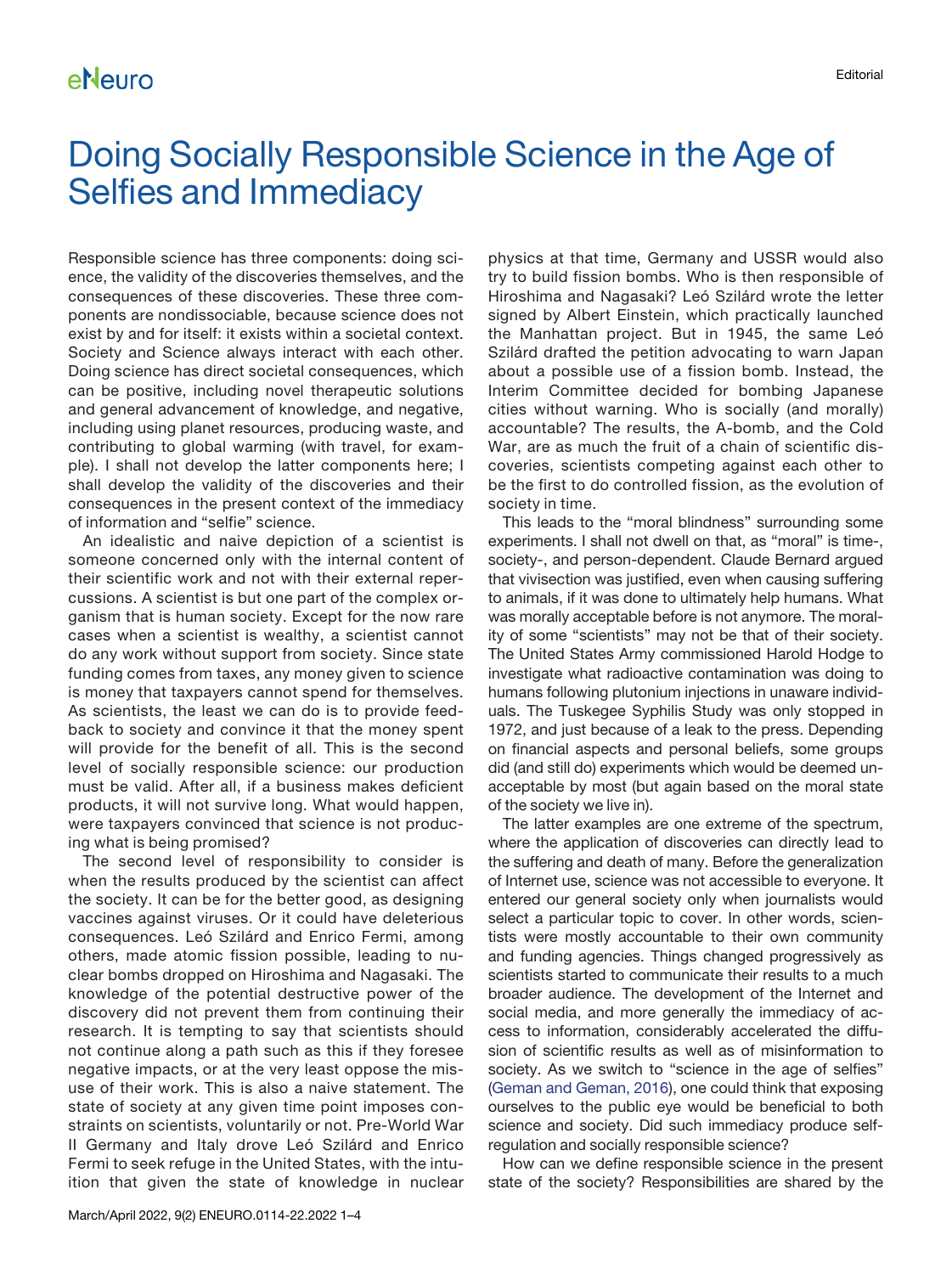# Doing Socially Responsible Science in the Age of Selfies and Immediacy

Responsible science has three components: doing science, the validity of the discoveries themselves, and the consequences of these discoveries. These three components are nondissociable, because science does not exist by and for itself: it exists within a societal context. Society and Science always interact with each other. Doing science has direct societal consequences, which can be positive, including novel therapeutic solutions and general advancement of knowledge, and negative, including using planet resources, producing waste, and contributing to global warming (with travel, for example). I shall not develop the latter components here; I shall develop the validity of the discoveries and their consequences in the present context of the immediacy of information and "selfie" science.

An idealistic and naive depiction of a scientist is someone concerned only with the internal content of their scientific work and not with their external repercussions. A scientist is but one part of the complex organism that is human society. Except for the now rare cases when a scientist is wealthy, a scientist cannot do any work without support from society. Since state funding comes from taxes, any money given to science is money that taxpayers cannot spend for themselves. As scientists, the least we can do is to provide feedback to society and convince it that the money spent will provide for the benefit of all. This is the second level of socially responsible science: our production must be valid. After all, if a business makes deficient products, it will not survive long. What would happen, were taxpayers convinced that science is not producing what is being promised?

The second level of responsibility to consider is when the results produced by the scientist can affect the society. It can be for the better good, as designing vaccines against viruses. Or it could have deleterious consequences. Leó Szilárd and Enrico Fermi, among others, made atomic fission possible, leading to nuclear bombs dropped on Hiroshima and Nagasaki. The knowledge of the potential destructive power of the discovery did not prevent them from continuing their research. It is tempting to say that scientists should not continue along a path such as this if they foresee negative impacts, or at the very least oppose the misuse of their work. This is also a naive statement. The state of society at any given time point imposes constraints on scientists, voluntarily or not. Pre-World War II Germany and Italy drove Leó Szilárd and Enrico Fermi to seek refuge in the United States, with the intuition that given the state of knowledge in nuclear physics at that time, Germany and USSR would also try to build fission bombs. Who is then responsible of Hiroshima and Nagasaki? Leó Szilárd wrote the letter signed by Albert Einstein, which practically launched the Manhattan project. But in 1945, the same Leó Szilárd drafted the petition advocating to warn Japan about a possible use of a fission bomb. Instead, the Interim Committee decided for bombing Japanese cities without warning. Who is socially (and morally) accountable? The results, the A-bomb, and the Cold War, are as much the fruit of a chain of scientific discoveries, scientists competing against each other to be the first to do controlled fission, as the evolution of society in time.

This leads to the "moral blindness" surrounding some experiments. I shall not dwell on that, as "moral" is time-, society-, and person-dependent. Claude Bernard argued that vivisection was justified, even when causing suffering to animals, if it was done to ultimately help humans. What was morally acceptable before is not anymore. The morality of some "scientists" may not be that of their society. The United States Army commissioned Harold Hodge to investigate what radioactive contamination was doing to humans following plutonium injections in unaware individuals. The Tuskegee Syphilis Study was only stopped in 1972, and just because of a leak to the press. Depending on financial aspects and personal beliefs, some groups did (and still do) experiments which would be deemed unacceptable by most (but again based on the moral state of the society we live in).

The latter examples are one extreme of the spectrum, where the application of discoveries can directly lead to the suffering and death of many. Before the generalization of Internet use, science was not accessible to everyone. It entered our general society only when journalists would select a particular topic to cover. In other words, scientists were mostly accountable to their own community and funding agencies. Things changed progressively as scientists started to communicate their results to a much broader audience. The development of the Internet and social media, and more generally the immediacy of access to information, considerably accelerated the diffusion of scientific results as well as of misinformation to society. As we switch to "science in the age of selfies" (Geman and Geman, 2016), one could think that exposing ourselves to the public eye would be beneficial to both science and society. Did such immediacy produce self-regulation and socially responsible science?

How can we define responsible science in the present state of the society? Responsibilities are shared by the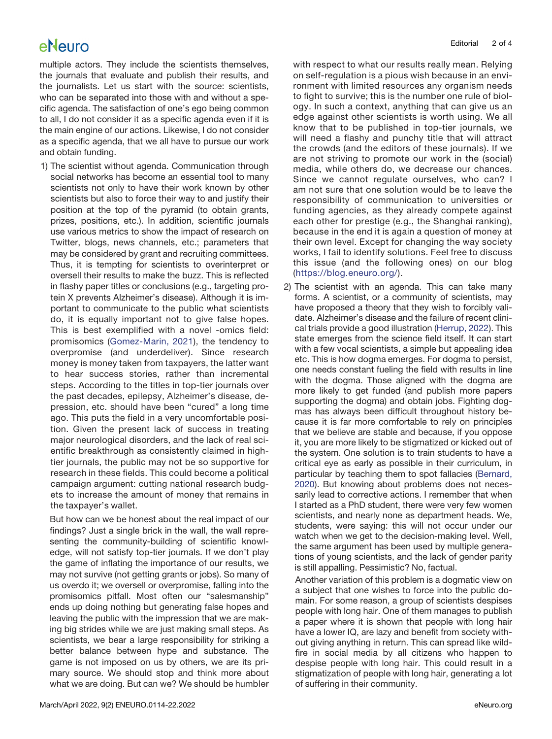multiple actors. They include the scientists themselves, the journals that evaluate and publish their results, and the journalists. Let us start with the source: scientists, who can be separated into those with and without a specific agenda. The satisfaction of one's ego being common to all, I do not consider it as a specific agenda even if it is the main engine of our actions. Likewise, I do not consider as a specific agenda, that we all have to pursue our work and obtain funding.

1) The scientist without agenda. Communication through social networks has become an essential tool to many scientists not only to have their work known by other scientists but also to force their way to and justify their position at the top of the pyramid (to obtain grants, prizes, positions, etc.). In addition, scientific journals use various metrics to show the impact of research on Twitter, blogs, news channels, etc.; parameters that may be considered by grant and recruiting committees. Thus, it is tempting for scientists to overinterpret or oversell their results to make the buzz. This is reflected in flashy paper titles or conclusions (e.g., targeting protein X prevents Alzheimer's disease). Although it is important to communicate to the public what scientists do, it is equally important not to give false hopes. This is best exemplified with a novel -omics field: promisomics (Gomez-Marin, 2021), the tendency to overpromise (and underdeliver). Since research money is money taken from taxpayers, the latter want to hear success stories, rather than incremental steps. According to the titles in top-tier journals over the past decades, epilepsy, Alzheimer's disease, depression, etc. should have been "cured" a long time ago. This puts the field in a very uncomfortable position. Given the present lack of success in treating major neurological disorders, and the lack of real scientific breakthrough as consistently claimed in high-tier journals, the public may not be so supportive for research in these fields. This could become a political campaign argument: cutting national research budgets to increase the amount of money that remains in the taxpayer's wallet.

   But how can we be honest about the real impact of our findings? Just a single brick in the wall, the wall representing the community-building of scientific knowledge, will not satisfy top-tier journals. If we don't play the game of inflating the importance of our results, we may not survive (not getting grants or jobs). So many of us overdo it; we oversell or overpromise, falling into the promisomics pitfall. Most often our "salesmanship" ends up doing nothing but generating false hopes and leaving the public with the impression that we are making big strides while we are just making small steps. As scientists, we bear a large responsibility for striking a better balance between hype and substance. The game is not imposed on us by others, we are its primary source. We should stop and think more about what we are doing. But can we? We should be humbler with respect to what our results really mean. Relying on self-regulation is a pious wish because in an environment with limited resources any organism needs to fight to survive; this is the number one rule of biology. In such a context, anything that can give us an edge against other scientists is worth using. We all know that to be published in top-tier journals, we will need a flashy and punchy title that will attract the crowds (and the editors of these journals). If we are not striving to promote our work in the (social) media, while others do, we decrease our chances. Since we cannot regulate ourselves, who can? I am not sure that one solution would be to leave the responsibility of communication to universities or funding agencies, as they already compete against each other for prestige (e.g., the Shanghai ranking), because in the end it is again a question of money at their own level. Except for changing the way society works, I fail to identify solutions. Feel free to discuss this issue (and the following ones) on our blog (https://blog.eneuro.org/).

2) The scientist with an agenda. This can take many forms. A scientist, or a community of scientists, may have proposed a theory that they wish to forcibly validate. Alzheimer's disease and the failure of recent clinical trials provide a good illustration (Herrup, 2022). This state emerges from the science field itself. It can start with a few vocal scientists, a simple but appealing idea etc. This is how dogma emerges. For dogma to persist, one needs constant fueling the field with results in line with the dogma. Those aligned with the dogma are more likely to get funded (and publish more papers supporting the dogma) and obtain jobs. Fighting dogmas has always been difficult throughout history because it is far more comfortable to rely on principles that we believe are stable and because, if you oppose it, you are more likely to be stigmatized or kicked out of the system. One solution is to train students to have a critical eye as early as possible in their curriculum, in particular by teaching them to spot fallacies (Bernard, 2020). But knowing about problems does not necessarily lead to corrective actions. I remember that when I started as a PhD student, there were very few women scientists, and nearly none as department heads. We, students, were saying: this will not occur under our watch when we get to the decision-making level. Well, the same argument has been used by multiple generations of young scientists, and the lack of gender parity is still appalling. Pessimistic? No, factual.

   Another variation of this problem is a dogmatic view on a subject that one wishes to force into the public domain. For some reason, a group of scientists despises people with long hair. One of them manages to publish a paper where it is shown that people with long hair have a lower IQ, are lazy and benefit from society without giving anything in return. This can spread like wildfire in social media by all citizens who happen to despise people with long hair. This could result in a stigmatization of people with long hair, generating a lot of suffering in their community.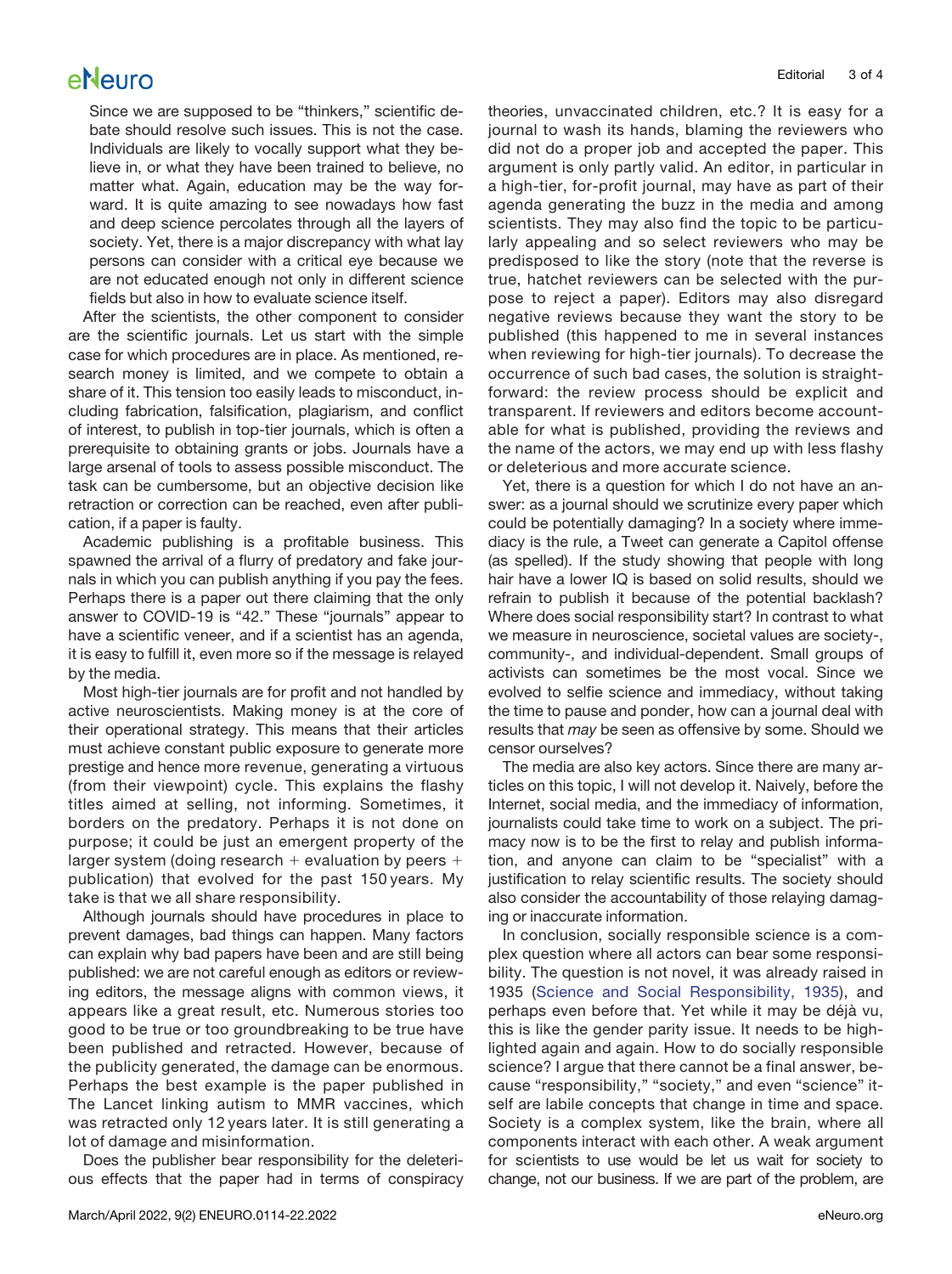Since we are supposed to be "thinkers," scientific debate should resolve such issues. This is not the case. Individuals are likely to vocally support what they believe in, or what they have been trained to believe, no matter what. Again, education may be the way forward. It is quite amazing to see nowadays how fast and deep science percolates through all the layers of society. Yet, there is a major discrepancy with what lay persons can consider with a critical eye because we are not educated enough not only in different science fields but also in how to evaluate science itself.

After the scientists, the other component to consider are the scientific journals. Let us start with the simple case for which procedures are in place. As mentioned, research money is limited, and we compete to obtain a share of it. This tension too easily leads to misconduct, including fabrication, falsification, plagiarism, and conflict of interest, to publish in top-tier journals, which is often a prerequisite to obtaining grants or jobs. Journals have a large arsenal of tools to assess possible misconduct. The task can be cumbersome, but an objective decision like retraction or correction can be reached, even after publication, if a paper is faulty.

Academic publishing is a profitable business. This spawned the arrival of a flurry of predatory and fake journals in which you can publish anything if you pay the fees. Perhaps there is a paper out there claiming that the only answer to COVID-19 is "42." These "journals" appear to have a scientific veneer, and if a scientist has an agenda, it is easy to fulfill it, even more so if the message is relayed by the media.

Most high-tier journals are for profit and not handled by active neuroscientists. Making money is at the core of their operational strategy. This means that their articles must achieve constant public exposure to generate more prestige and hence more revenue, generating a virtuous (from their viewpoint) cycle. This explains the flashy titles aimed at selling, not informing. Sometimes, it borders on the predatory. Perhaps it is not done on purpose; it could be just an emergent property of the larger system (doing research + evaluation by peers + publication) that evolved for the past 150 years. My take is that we all share responsibility.

Although journals should have procedures in place to prevent damages, bad things can happen. Many factors can explain why bad papers have been and are still being published: we are not careful enough as editors or reviewing editors, the message aligns with common views, it appears like a great result, etc. Numerous stories too good to be true or too groundbreaking to be true have been published and retracted. However, because of the publicity generated, the damage can be enormous. Perhaps the best example is the paper published in The Lancet linking autism to MMR vaccines, which was retracted only 12 years later. It is still generating a lot of damage and misinformation.

Does the publisher bear responsibility for the deleterious effects that the paper had in terms of conspiracy theories, unvaccinated children, etc.? It is easy for a journal to wash its hands, blaming the reviewers who did not do a proper job and accepted the paper. This argument is only partly valid. An editor, in particular in a high-tier, for-profit journal, may have as part of their agenda generating the buzz in the media and among scientists. They may also find the topic to be particularly appealing and so select reviewers who may be predisposed to like the story (note that the reverse is true, hatchet reviewers can be selected with the purpose to reject a paper). Editors may also disregard negative reviews because they want the story to be published (this happened to me in several instances when reviewing for high-tier journals). To decrease the occurrence of such bad cases, the solution is straightforward: the review process should be explicit and transparent. If reviewers and editors become accountable for what is published, providing the reviews and the name of the actors, we may end up with less flashy or deleterious and more accurate science.

Yet, there is a question for which I do not have an answer: as a journal should we scrutinize every paper which could be potentially damaging? In a society where immediacy is the rule, a Tweet can generate a Capitol offense (as spelled). If the study showing that people with long hair have a lower IQ is based on solid results, should we refrain to publish it because of the potential backlash? Where does social responsibility start? In contrast to what we measure in neuroscience, societal values are society-, community-, and individual-dependent. Small groups of activists can sometimes be the most vocal. Since we evolved to selfie science and immediacy, without taking the time to pause and ponder, how can a journal deal with results that *may* be seen as offensive by some. Should we censor ourselves?

The media are also key actors. Since there are many articles on this topic, I will not develop it. Naively, before the Internet, social media, and the immediacy of information, journalists could take time to work on a subject. The primacy now is to be the first to relay and publish information, and anyone can claim to be "specialist" with a justification to relay scientific results. The society should also consider the accountability of those relaying damaging or inaccurate information.

In conclusion, socially responsible science is a complex question where all actors can bear some responsibility. The question is not novel, it was already raised in 1935 (Science and Social Responsibility, 1935), and perhaps even before that. Yet while it may be déjà vu, this is like the gender parity issue. It needs to be highlighted again and again. How to do socially responsible science? I argue that there cannot be a final answer, because "responsibility," "society," and even "science" itself are labile concepts that change in time and space. Society is a complex system, like the brain, where all components interact with each other. A weak argument for scientists to use would be let us wait for society to change, not our business. If we are part of the problem, are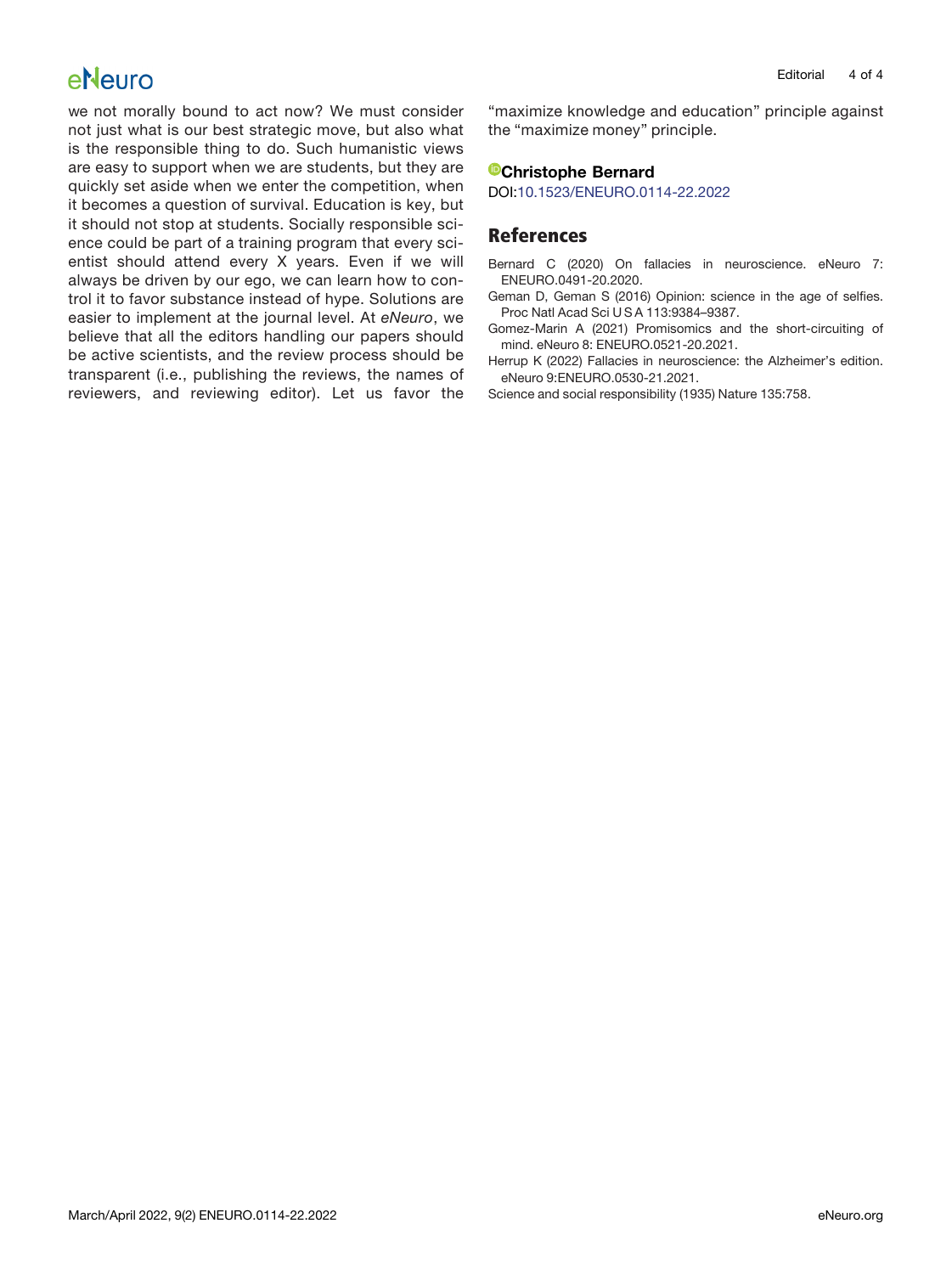we not morally bound to act now? We must consider not just what is our best strategic move, but also what is the responsible thing to do. Such humanistic views are easy to support when we are students, but they are quickly set aside when we enter the competition, when it becomes a question of survival. Education is key, but it should not stop at students. Socially responsible science could be part of a training program that every scientist should attend every X years. Even if we will always be driven by our ego, we can learn how to control it to favor substance instead of hype. Solutions are easier to implement at the journal level. At *eNeuro*, we believe that all the editors handling our papers should be active scientists, and the review process should be transparent (i.e., publishing the reviews, the names of reviewers, and reviewing editor). Let us favor the "maximize knowledge and education" principle against the "maximize money" principle.

**Christophe Bernard**

DOI:10.1523/ENEURO.0114-22.2022

## References

Bernard C (2020) On fallacies in neuroscience. eNeuro 7: ENEURO.0491-20.2020.

Geman D, Geman S (2016) Opinion: science in the age of selfies. Proc Natl Acad Sci U S A 113:9384–9387.

Gomez-Marin A (2021) Promisomics and the short-circuiting of mind. eNeuro 8: ENEURO.0521-20.2021.

Herrup K (2022) Fallacies in neuroscience: the Alzheimer's edition. eNeuro 9:ENEURO.0530-21.2021.

Science and social responsibility (1935) Nature 135:758.